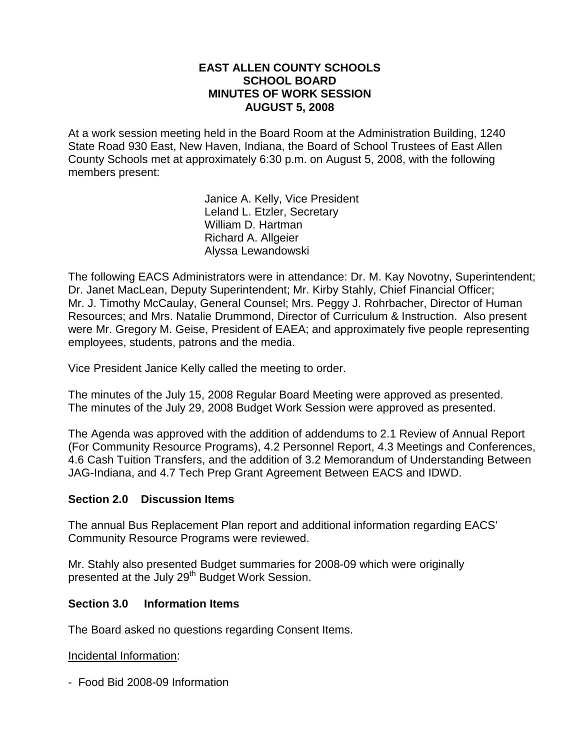# EAST ALLEN COUNTY SCHOOLS
# SCHOOL BOARD
# MINUTES OF WORK SESSION
# AUGUST 5, 2008

At a work session meeting held in the Board Room at the Administration Building, 1240 State Road 930 East, New Haven, Indiana, the Board of School Trustees of East Allen County Schools met at approximately 6:30 p.m. on August 5, 2008, with the following members present:

Janice A. Kelly, Vice President
Leland L. Etzler, Secretary
William D. Hartman
Richard A. Allgeier
Alyssa Lewandowski

The following EACS Administrators were in attendance: Dr. M. Kay Novotny, Superintendent; Dr. Janet MacLean, Deputy Superintendent; Mr. Kirby Stahly, Chief Financial Officer; Mr. J. Timothy McCaulay, General Counsel; Mrs. Peggy J. Rohrbacher, Director of Human Resources; and Mrs. Natalie Drummond, Director of Curriculum & Instruction. Also present were Mr. Gregory M. Geise, President of EAEA; and approximately five people representing employees, students, patrons and the media.

Vice President Janice Kelly called the meeting to order.

The minutes of the July 15, 2008 Regular Board Meeting were approved as presented.
The minutes of the July 29, 2008 Budget Work Session were approved as presented.

The Agenda was approved with the addition of addendums to 2.1 Review of Annual Report (For Community Resource Programs), 4.2 Personnel Report, 4.3 Meetings and Conferences, 4.6 Cash Tuition Transfers, and the addition of 3.2 Memorandum of Understanding Between JAG-Indiana, and 4.7 Tech Prep Grant Agreement Between EACS and IDWD.

## Section 2.0 Discussion Items

The annual Bus Replacement Plan report and additional information regarding EACS' Community Resource Programs were reviewed.

Mr. Stahly also presented Budget summaries for 2008-09 which were originally presented at the July 29th Budget Work Session.

## Section 3.0 Information Items

The Board asked no questions regarding Consent Items.

Incidental Information:

- Food Bid 2008-09 Information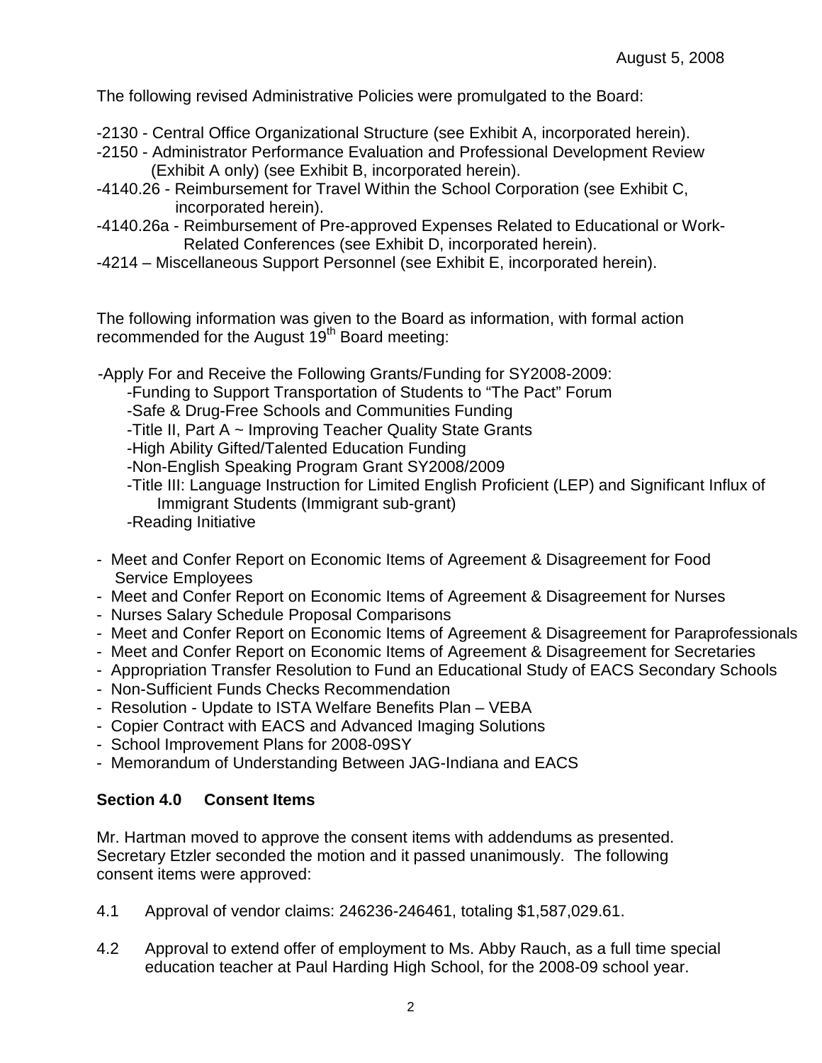August 5, 2008

The following revised Administrative Policies were promulgated to the Board:

-2130 - Central Office Organizational Structure (see Exhibit A, incorporated herein).
-2150 - Administrator Performance Evaluation and Professional Development Review (Exhibit A only) (see Exhibit B, incorporated herein).
-4140.26 - Reimbursement for Travel Within the School Corporation (see Exhibit C, incorporated herein).
-4140.26a - Reimbursement of Pre-approved Expenses Related to Educational or Work-Related Conferences (see Exhibit D, incorporated herein).
-4214 – Miscellaneous Support Personnel (see Exhibit E, incorporated herein).

The following information was given to the Board as information, with formal action recommended for the August 19th Board meeting:

-Apply For and Receive the Following Grants/Funding for SY2008-2009:
  - -Funding to Support Transportation of Students to "The Pact" Forum
  - -Safe & Drug-Free Schools and Communities Funding
  - -Title II, Part A ~ Improving Teacher Quality State Grants
  - -High Ability Gifted/Talented Education Funding
  - -Non-English Speaking Program Grant SY2008/2009
  - -Title III: Language Instruction for Limited English Proficient (LEP) and Significant Influx of Immigrant Students (Immigrant sub-grant)
  - -Reading Initiative

- Meet and Confer Report on Economic Items of Agreement & Disagreement for Food Service Employees
- Meet and Confer Report on Economic Items of Agreement & Disagreement for Nurses
- Nurses Salary Schedule Proposal Comparisons
- Meet and Confer Report on Economic Items of Agreement & Disagreement for Paraprofessionals
- Meet and Confer Report on Economic Items of Agreement & Disagreement for Secretaries
- Appropriation Transfer Resolution to Fund an Educational Study of EACS Secondary Schools
- Non-Sufficient Funds Checks Recommendation
- Resolution - Update to ISTA Welfare Benefits Plan – VEBA
- Copier Contract with EACS and Advanced Imaging Solutions
- School Improvement Plans for 2008-09SY
- Memorandum of Understanding Between JAG-Indiana and EACS

## Section 4.0 Consent Items

Mr. Hartman moved to approve the consent items with addendums as presented. Secretary Etzler seconded the motion and it passed unanimously. The following consent items were approved:

4.1 Approval of vendor claims: 246236-246461, totaling $1,587,029.61.

4.2 Approval to extend offer of employment to Ms. Abby Rauch, as a full time special education teacher at Paul Harding High School, for the 2008-09 school year.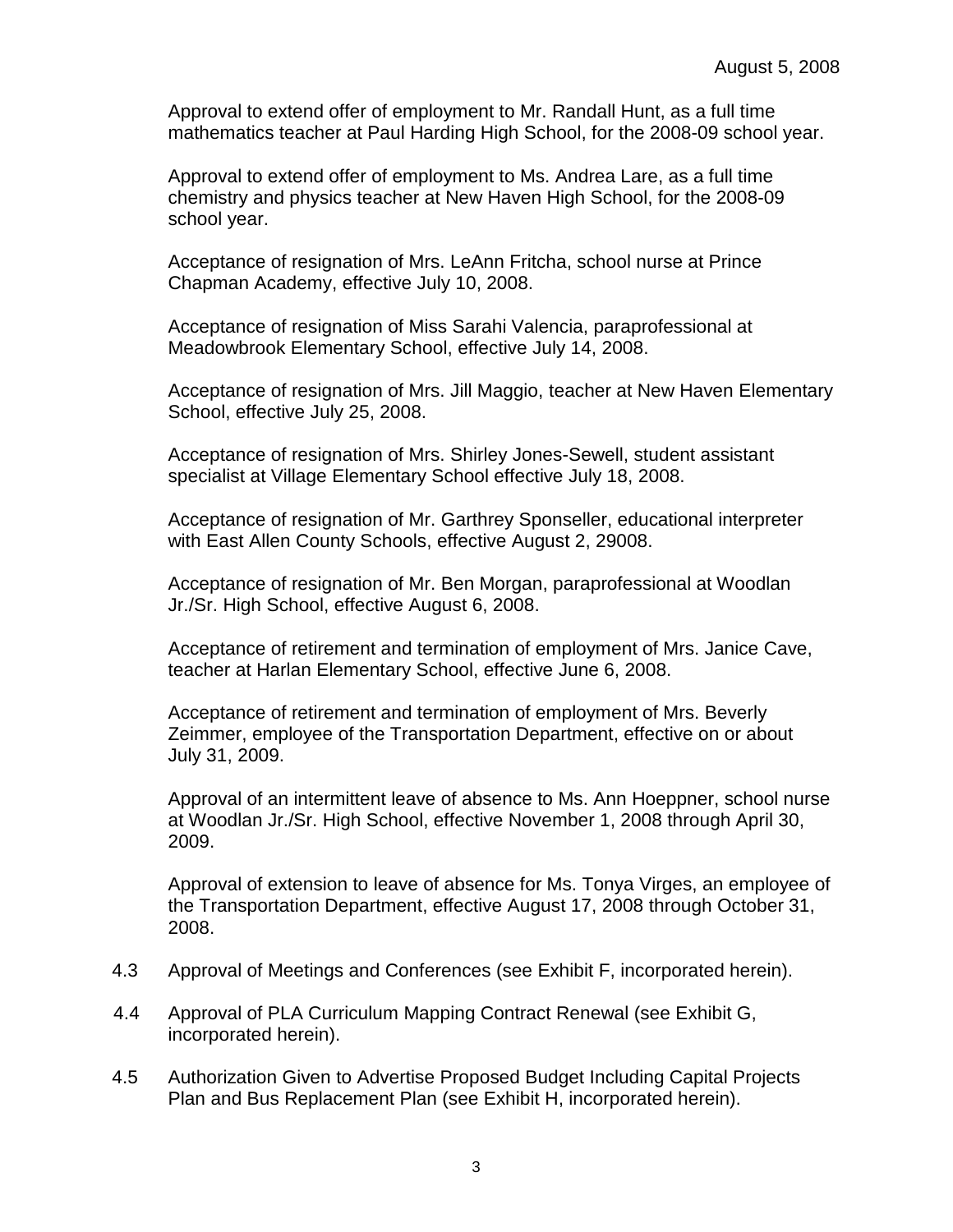Approval to extend offer of employment to Mr. Randall Hunt, as a full time mathematics teacher at Paul Harding High School, for the 2008-09 school year.

Approval to extend offer of employment to Ms. Andrea Lare, as a full time chemistry and physics teacher at New Haven High School, for the 2008-09 school year.

Acceptance of resignation of Mrs. LeAnn Fritcha, school nurse at Prince Chapman Academy, effective July 10, 2008.

Acceptance of resignation of Miss Sarahi Valencia, paraprofessional at Meadowbrook Elementary School, effective July 14, 2008.

Acceptance of resignation of Mrs. Jill Maggio, teacher at New Haven Elementary School, effective July 25, 2008.

Acceptance of resignation of Mrs. Shirley Jones-Sewell, student assistant specialist at Village Elementary School effective July 18, 2008.

Acceptance of resignation of Mr. Garthrey Sponseller, educational interpreter with East Allen County Schools, effective August 2, 29008.

Acceptance of resignation of Mr. Ben Morgan, paraprofessional at Woodlan Jr./Sr. High School, effective August 6, 2008.

Acceptance of retirement and termination of employment of Mrs. Janice Cave, teacher at Harlan Elementary School, effective June 6, 2008.

Acceptance of retirement and termination of employment of Mrs. Beverly Zeimmer, employee of the Transportation Department, effective on or about July 31, 2009.

Approval of an intermittent leave of absence to Ms. Ann Hoeppner, school nurse at Woodlan Jr./Sr. High School, effective November 1, 2008 through April 30, 2009.

Approval of extension to leave of absence for Ms. Tonya Virges, an employee of the Transportation Department, effective August 17, 2008 through October 31, 2008.

4.3 Approval of Meetings and Conferences (see Exhibit F, incorporated herein).

4.4 Approval of PLA Curriculum Mapping Contract Renewal (see Exhibit G, incorporated herein).

4.5 Authorization Given to Advertise Proposed Budget Including Capital Projects Plan and Bus Replacement Plan (see Exhibit H, incorporated herein).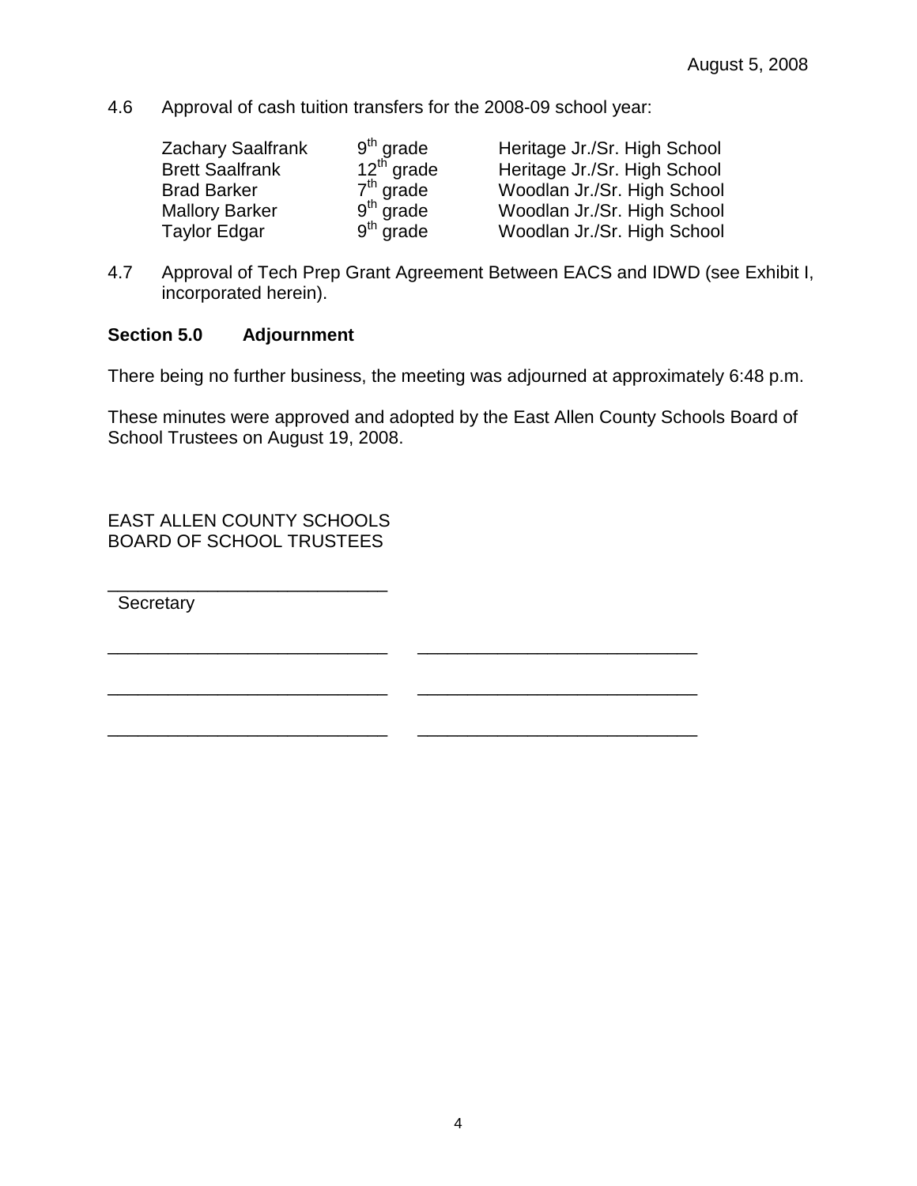August 5, 2008

4.6 Approval of cash tuition transfers for the 2008-09 school year:

| | | |
|---|---|---|
| Zachary Saalfrank | 9th grade | Heritage Jr./Sr. High School |
| Brett Saalfrank | 12th grade | Heritage Jr./Sr. High School |
| Brad Barker | 7th grade | Woodlan Jr./Sr. High School |
| Mallory Barker | 9th grade | Woodlan Jr./Sr. High School |
| Taylor Edgar | 9th grade | Woodlan Jr./Sr. High School |

4.7 Approval of Tech Prep Grant Agreement Between EACS and IDWD (see Exhibit I, incorporated herein).

**Section 5.0 Adjournment**

There being no further business, the meeting was adjourned at approximately 6:48 p.m.

These minutes were approved and adopted by the East Allen County Schools Board of School Trustees on August 19, 2008.

EAST ALLEN COUNTY SCHOOLS
BOARD OF SCHOOL TRUSTEES

____________________________
Secretary

____________________________ ____________________________

____________________________ ____________________________

____________________________ ____________________________